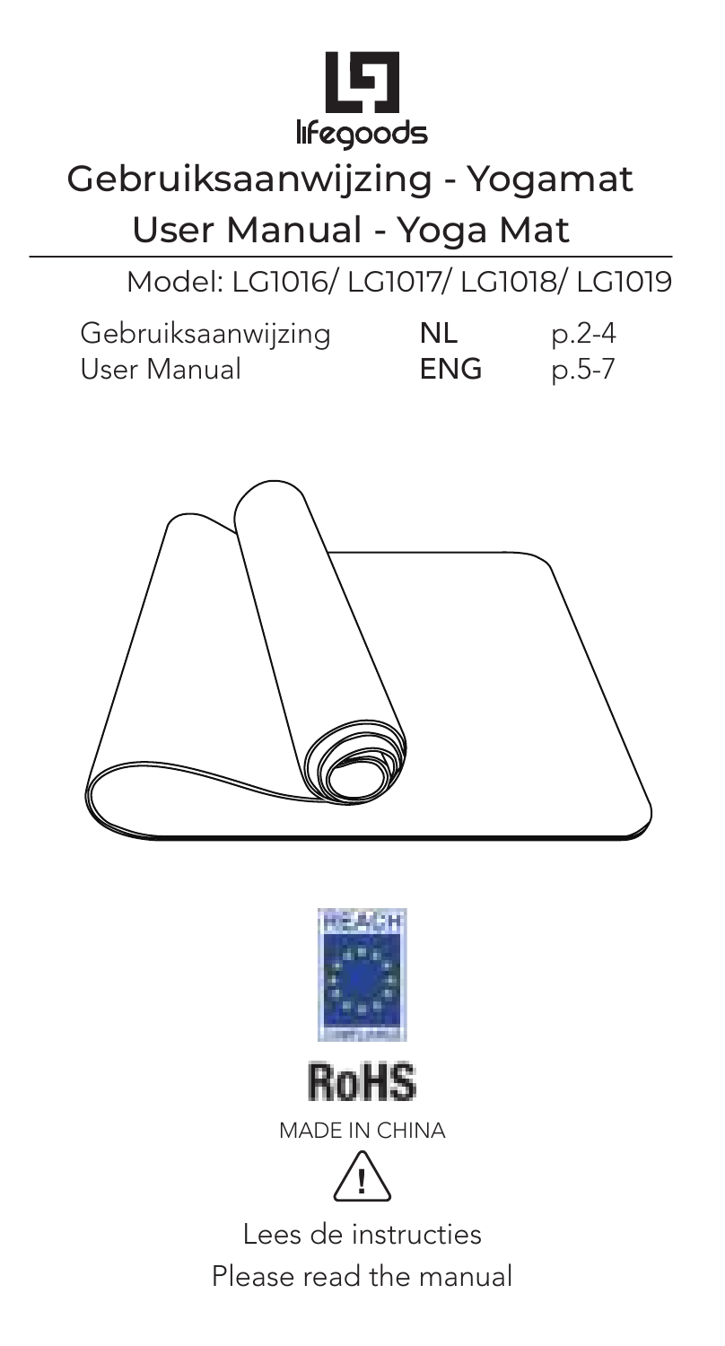lifegoods

# Gebruiksaanwijzing - Yogamat

# User Manual - Yoga Mat

Model: LG1016/ LG1017/ LG1018/ LG1019

| Gebruiksaanwijzing | NL | p.2-4 |
|---|---|---|
| User Manual | ENG | p.5-7 |

REACH

RoHS

MADE IN CHINA

Lees de instructies

Please read the manual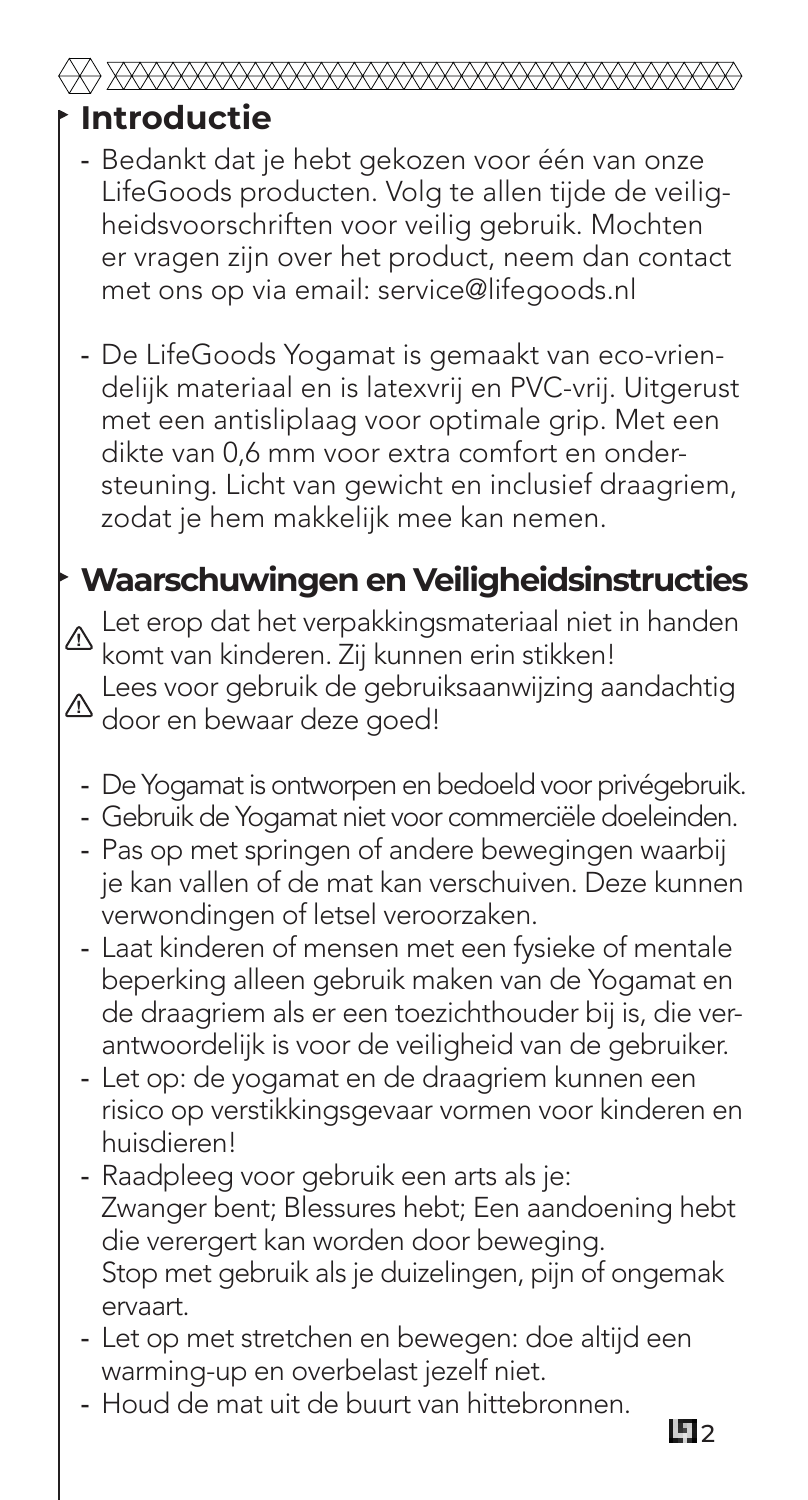## Introductie

- Bedankt dat je hebt gekozen voor één van onze LifeGoods producten. Volg te allen tijde de veiligheidsvoorschriften voor veilig gebruik. Mochten er vragen zijn over het product, neem dan contact met ons op via email: service@lifegoods.nl

- De LifeGoods Yogamat is gemaakt van eco-vriendelijk materiaal en is latexvrij en PVC-vrij. Uitgerust met een antisliplaag voor optimale grip. Met een dikte van 0,6 mm voor extra comfort en ondersteuning. Licht van gewicht en inclusief draagriem, zodat je hem makkelijk mee kan nemen.

## Waarschuwingen en Veiligheidsinstructies

⚠ Let erop dat het verpakkingsmateriaal niet in handen komt van kinderen. Zij kunnen erin stikken!

⚠ Lees voor gebruik de gebruiksaanwijzing aandachtig door en bewaar deze goed!

- De Yogamat is ontworpen en bedoeld voor privégebruik.
- Gebruik de Yogamat niet voor commerciële doeleinden.
- Pas op met springen of andere bewegingen waarbij je kan vallen of de mat kan verschuiven. Deze kunnen verwondingen of letsel veroorzaken.
- Laat kinderen of mensen met een fysieke of mentale beperking alleen gebruik maken van de Yogamat en de draagriem als er een toezichthouder bij is, die verantwoordelijk is voor de veiligheid van de gebruiker.
- Let op: de yogamat en de draagriem kunnen een risico op verstikkingsgevaar vormen voor kinderen en huisdieren!
- Raadpleeg voor gebruik een arts als je:
  Zwanger bent; Blessures hebt; Een aandoening hebt die verergert kan worden door beweging.
  Stop met gebruik als je duizelingen, pijn of ongemak ervaart.
- Let op met stretchen en bewegen: doe altijd een warming-up en overbelast jezelf niet.
- Houd de mat uit de buurt van hittebronnen.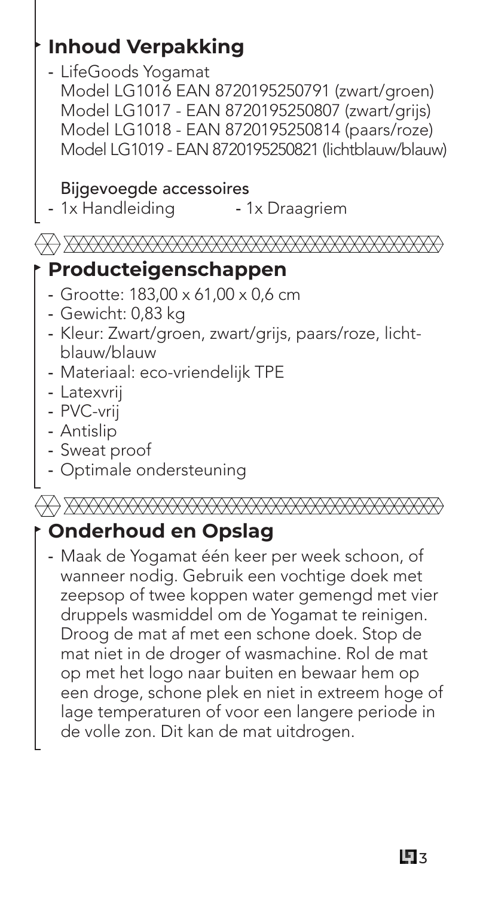## Inhoud Verpakking

- LifeGoods Yogamat
  Model LG1016 EAN 8720195250791 (zwart/groen)
  Model LG1017 - EAN 8720195250807 (zwart/grijs)
  Model LG1018 - EAN 8720195250814 (paars/roze)
  Model LG1019 - EAN 8720195250821 (lichtblauw/blauw)

Bijgevoegde accessoires

- 1x Handleiding
- 1x Draagriem

## Producteigenschappen

- Grootte: 183,00 x 61,00 x 0,6 cm
- Gewicht: 0,83 kg
- Kleur: Zwart/groen, zwart/grijs, paars/roze, licht-blauw/blauw
- Materiaal: eco-vriendelijk TPE
- Latexvrij
- PVC-vrij
- Antislip
- Sweat proof
- Optimale ondersteuning

## Onderhoud en Opslag

- Maak de Yogamat één keer per week schoon, of wanneer nodig. Gebruik een vochtige doek met zeepsop of twee koppen water gemengd met vier druppels wasmiddel om de Yogamat te reinigen. Droog de mat af met een schone doek. Stop de mat niet in de droger of wasmachine. Rol de mat op met het logo naar buiten en bewaar hem op een droge, schone plek en niet in extreem hoge of lage temperaturen of voor een langere periode in de volle zon. Dit kan de mat uitdrogen.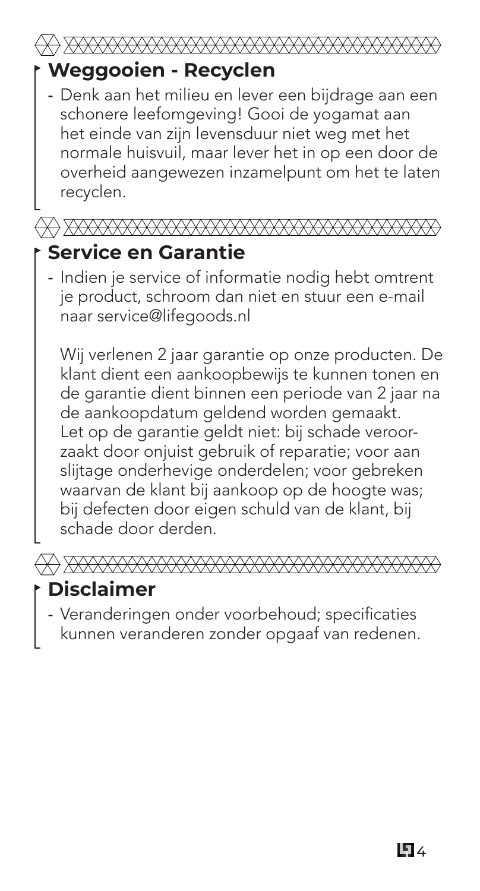## Weggooien - Recyclen

- Denk aan het milieu en lever een bijdrage aan een schonere leefomgeving! Gooi de yogamat aan het einde van zijn levensduur niet weg met het normale huisvuil, maar lever het in op een door de overheid aangewezen inzamelpunt om het te laten recyclen.

## Service en Garantie

- Indien je service of informatie nodig hebt omtrent je product, schroom dan niet en stuur een e-mail naar service@lifegoods.nl

  Wij verlenen 2 jaar garantie op onze producten. De klant dient een aankoopbewijs te kunnen tonen en de garantie dient binnen een periode van 2 jaar na de aankoopdatum geldend worden gemaakt. Let op de garantie geldt niet: bij schade veroorzaakt door onjuist gebruik of reparatie; voor aan slijtage onderhevige onderdelen; voor gebreken waarvan de klant bij aankoop op de hoogte was; bij defecten door eigen schuld van de klant, bij schade door derden.

## Disclaimer

- Veranderingen onder voorbehoud; specificaties kunnen veranderen zonder opgaaf van redenen.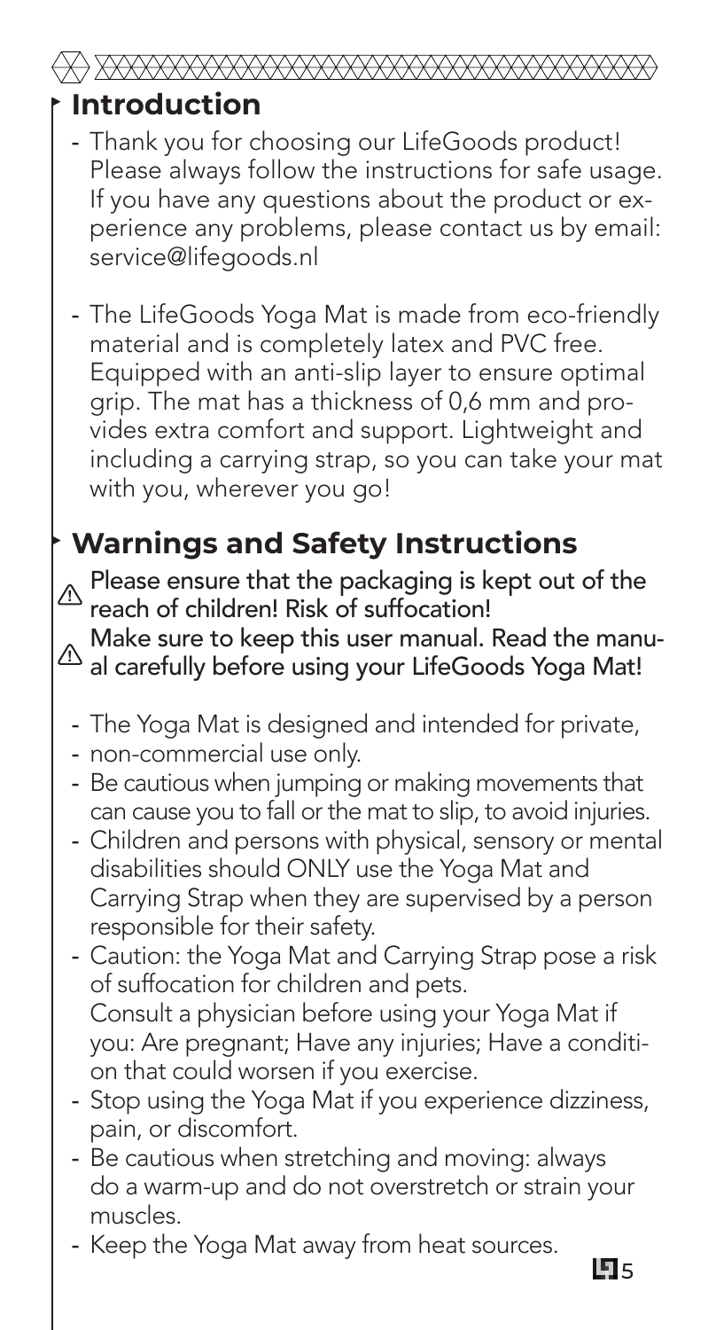## Introduction

- Thank you for choosing our LifeGoods product! Please always follow the instructions for safe usage. If you have any questions about the product or experience any problems, please contact us by email: service@lifegoods.nl

- The LifeGoods Yoga Mat is made from eco-friendly material and is completely latex and PVC free. Equipped with an anti-slip layer to ensure optimal grip. The mat has a thickness of 0,6 mm and provides extra comfort and support. Lightweight and including a carrying strap, so you can take your mat with you, wherever you go!

## Warnings and Safety Instructions

⚠ Please ensure that the packaging is kept out of the reach of children! Risk of suffocation!

⚠ Make sure to keep this user manual. Read the manual carefully before using your LifeGoods Yoga Mat!

- The Yoga Mat is designed and intended for private,
- non-commercial use only.
- Be cautious when jumping or making movements that can cause you to fall or the mat to slip, to avoid injuries.
- Children and persons with physical, sensory or mental disabilities should ONLY use the Yoga Mat and Carrying Strap when they are supervised by a person responsible for their safety.
- Caution: the Yoga Mat and Carrying Strap pose a risk of suffocation for children and pets.
  Consult a physician before using your Yoga Mat if you: Are pregnant; Have any injuries; Have a condition that could worsen if you exercise.
- Stop using the Yoga Mat if you experience dizziness, pain, or discomfort.
- Be cautious when stretching and moving: always do a warm-up and do not overstretch or strain your muscles.
- Keep the Yoga Mat away from heat sources.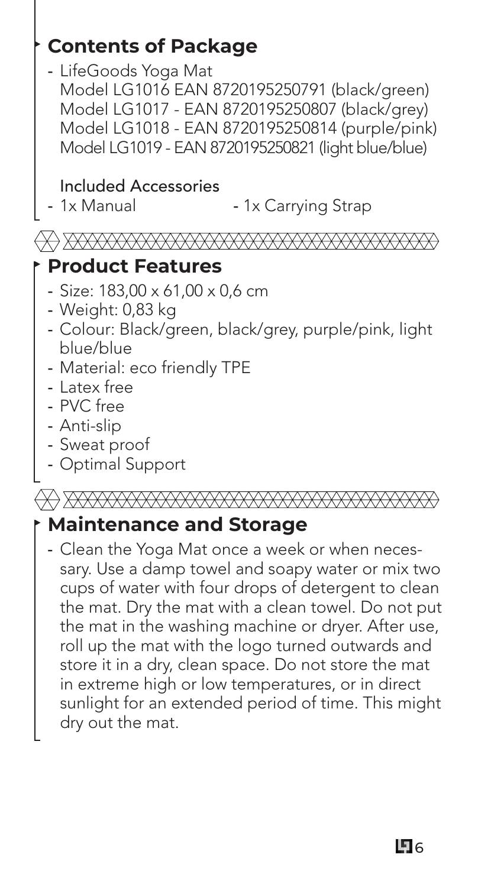## Contents of Package

- LifeGoods Yoga Mat
  Model LG1016 EAN 8720195250791 (black/green)
  Model LG1017 - EAN 8720195250807 (black/grey)
  Model LG1018 - EAN 8720195250814 (purple/pink)
  Model LG1019 - EAN 8720195250821 (light blue/blue)

Included Accessories

- 1x Manual
- 1x Carrying Strap

## Product Features

- Size: 183,00 x 61,00 x 0,6 cm
- Weight: 0,83 kg
- Colour: Black/green, black/grey, purple/pink, light blue/blue
- Material: eco friendly TPE
- Latex free
- PVC free
- Anti-slip
- Sweat proof
- Optimal Support

## Maintenance and Storage

- Clean the Yoga Mat once a week or when necessary. Use a damp towel and soapy water or mix two cups of water with four drops of detergent to clean the mat. Dry the mat with a clean towel. Do not put the mat in the washing machine or dryer. After use, roll up the mat with the logo turned outwards and store it in a dry, clean space. Do not store the mat in extreme high or low temperatures, or in direct sunlight for an extended period of time. This might dry out the mat.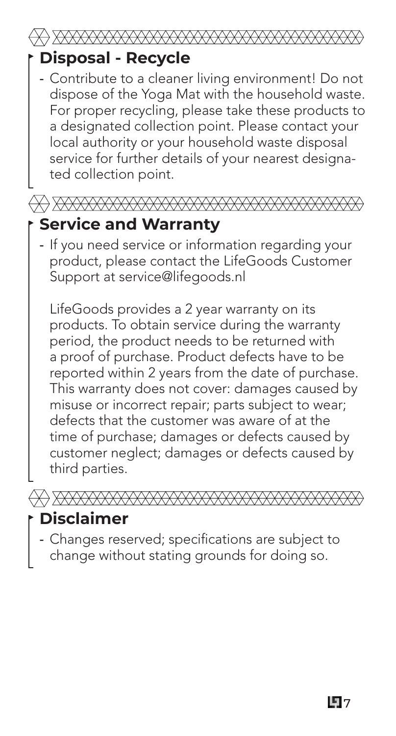## Disposal - Recycle

- Contribute to a cleaner living environment! Do not dispose of the Yoga Mat with the household waste. For proper recycling, please take these products to a designated collection point. Please contact your local authority or your household waste disposal service for further details of your nearest designated collection point.

## Service and Warranty

- If you need service or information regarding your product, please contact the LifeGoods Customer Support at service@lifegoods.nl

  LifeGoods provides a 2 year warranty on its products. To obtain service during the warranty period, the product needs to be returned with a proof of purchase. Product defects have to be reported within 2 years from the date of purchase. This warranty does not cover: damages caused by misuse or incorrect repair; parts subject to wear; defects that the customer was aware of at the time of purchase; damages or defects caused by customer neglect; damages or defects caused by third parties.

## Disclaimer

- Changes reserved; specifications are subject to change without stating grounds for doing so.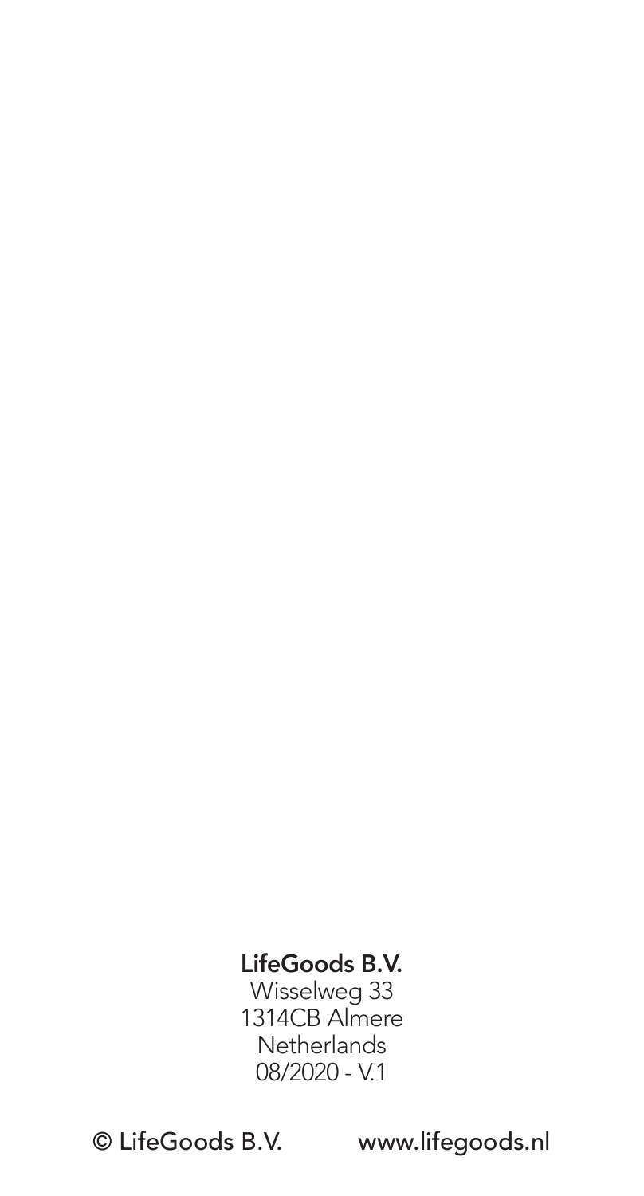**LifeGoods B.V.**
Wisselweg 33
1314CB Almere
Netherlands
08/2020 - V.1

© LifeGoods B.V. www.lifegoods.nl